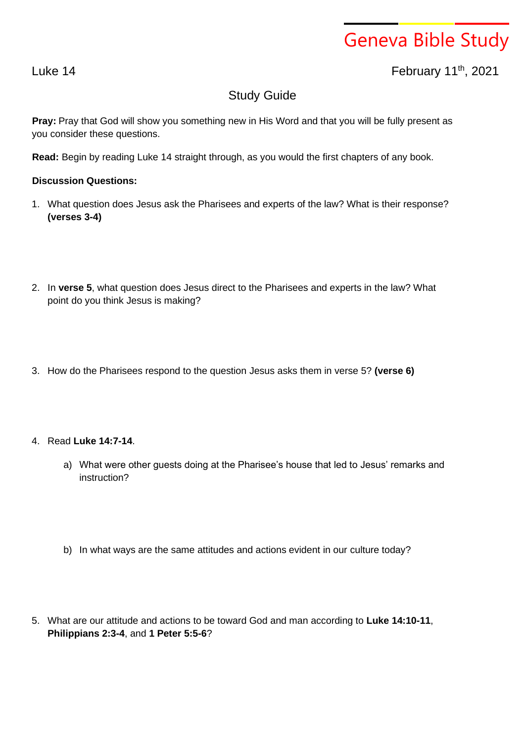# Geneva Bible Study

Luke 14

February 11th, 2021

## Study Guide

**Pray:** Pray that God will show you something new in His Word and that you will be fully present as you consider these questions.

**Read:** Begin by reading Luke 14 straight through, as you would the first chapters of any book.

**Discussion Questions:**

1. What question does Jesus ask the Pharisees and experts of the law? What is their response? **(verses 3-4)**

2. In **verse 5**, what question does Jesus direct to the Pharisees and experts in the law? What point do you think Jesus is making?

3. How do the Pharisees respond to the question Jesus asks them in verse 5? **(verse 6)**

4. Read **Luke 14:7-14**.

   a) What were other guests doing at the Pharisee's house that led to Jesus' remarks and instruction?

   b) In what ways are the same attitudes and actions evident in our culture today?

5. What are our attitude and actions to be toward God and man according to **Luke 14:10-11**, **Philippians 2:3-4**, and **1 Peter 5:5-6**?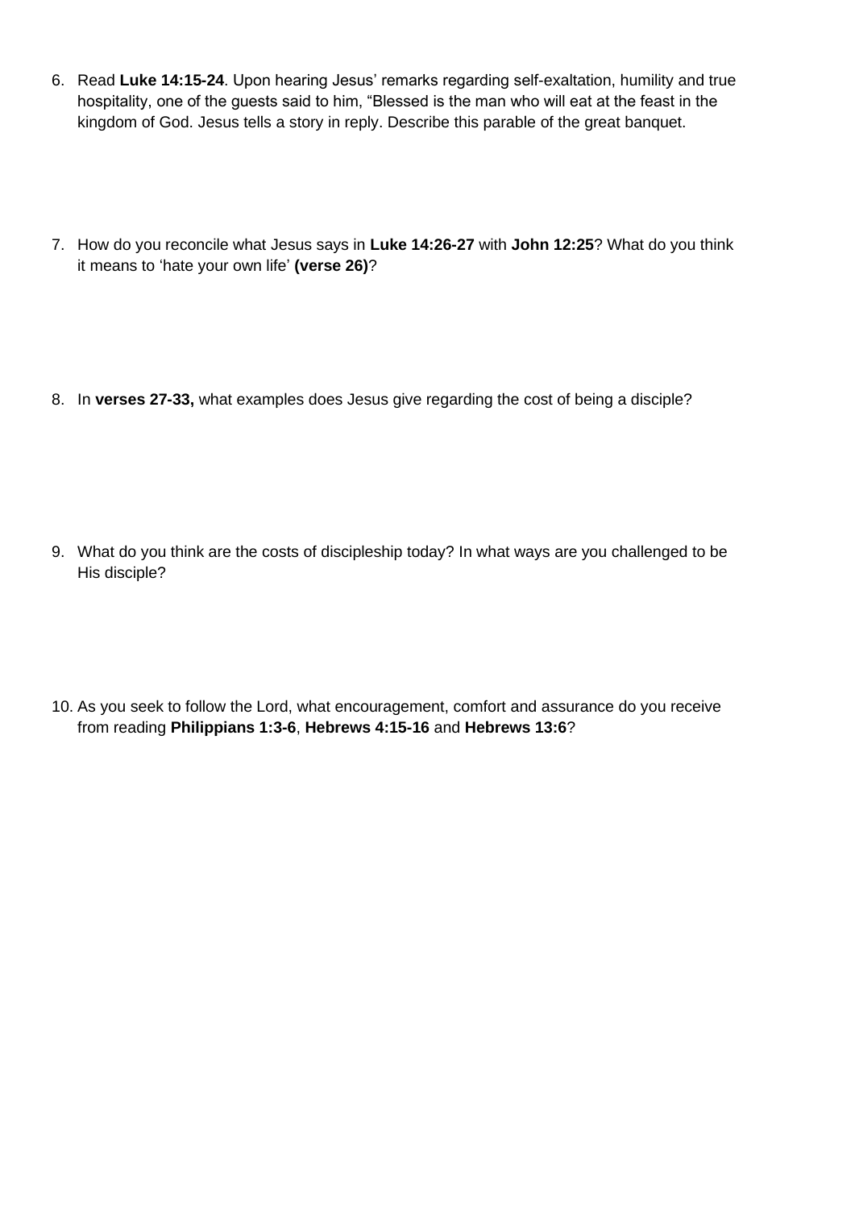6. Read **Luke 14:15-24**. Upon hearing Jesus' remarks regarding self-exaltation, humility and true hospitality, one of the guests said to him, "Blessed is the man who will eat at the feast in the kingdom of God. Jesus tells a story in reply. Describe this parable of the great banquet.

7. How do you reconcile what Jesus says in **Luke 14:26-27** with **John 12:25**? What do you think it means to 'hate your own life' **(verse 26)**?

8. In **verses 27-33,** what examples does Jesus give regarding the cost of being a disciple?

9. What do you think are the costs of discipleship today? In what ways are you challenged to be His disciple?

10. As you seek to follow the Lord, what encouragement, comfort and assurance do you receive from reading **Philippians 1:3-6**, **Hebrews 4:15-16** and **Hebrews 13:6**?